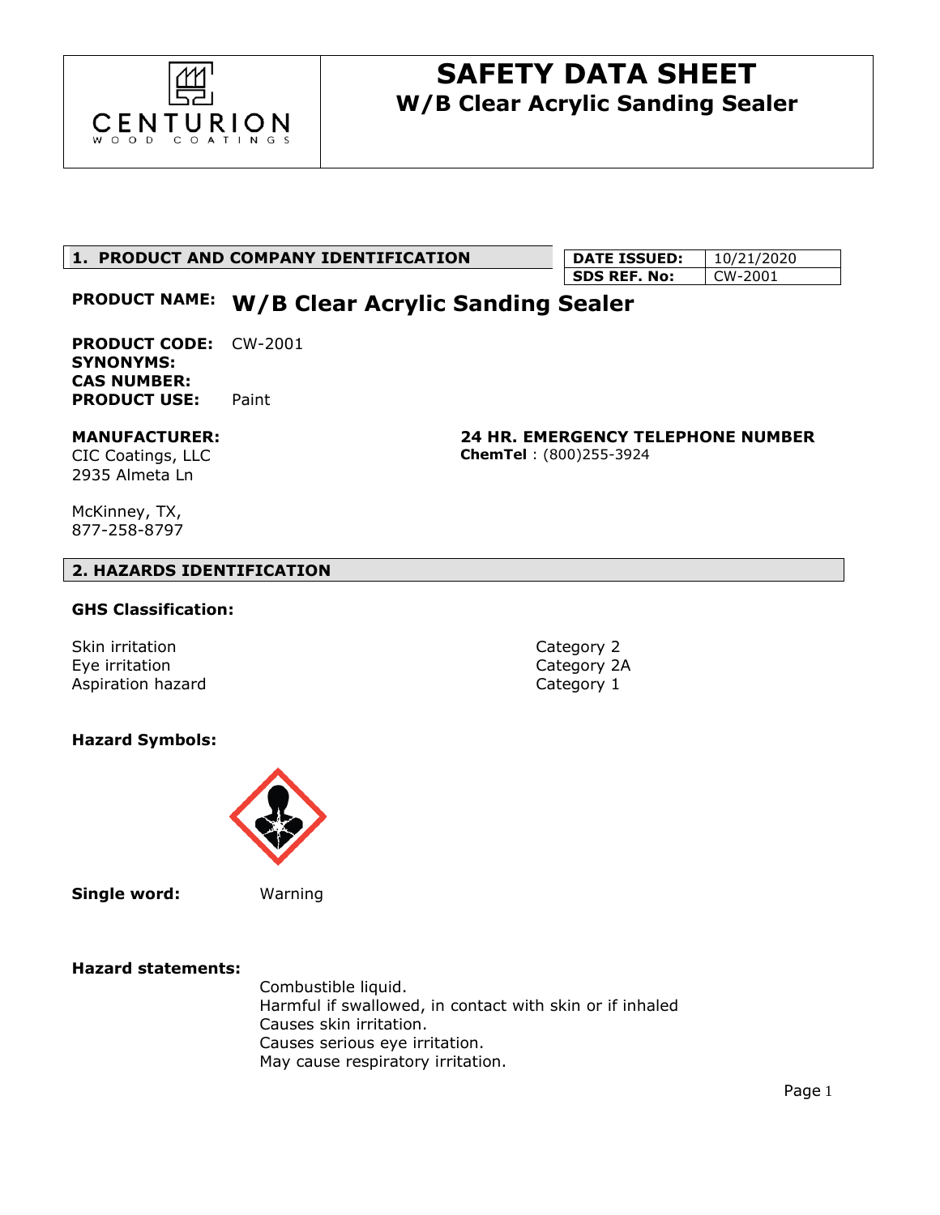# SAFETY DATA SHEET
## W/B Clear Acrylic Sanding Sealer

CENTURION WOOD COATINGS

## 1. PRODUCT AND COMPANY IDENTIFICATION

| DATE ISSUED: | 10/21/2020 |
|---|---|
| SDS REF. No: | CW-2001 |

**PRODUCT NAME:** **W/B Clear Acrylic Sanding Sealer**

**PRODUCT CODE:** CW-2001
**SYNONYMS:**
**CAS NUMBER:**
**PRODUCT USE:** Paint

**MANUFACTURER:**
CIC Coatings, LLC
2935 Almeta Ln

McKinney, TX,
877-258-8797

**24 HR. EMERGENCY TELEPHONE NUMBER**
**ChemTel** : (800)255-3924

## 2. HAZARDS IDENTIFICATION

**GHS Classification:**

| | |
|---|---|
| Skin irritation | Category 2 |
| Eye irritation | Category 2A |
| Aspiration hazard | Category 1 |

**Hazard Symbols:**

**Single word:** Warning

**Hazard statements:**

Combustible liquid.
Harmful if swallowed, in contact with skin or if inhaled
Causes skin irritation.
Causes serious eye irritation.
May cause respiratory irritation.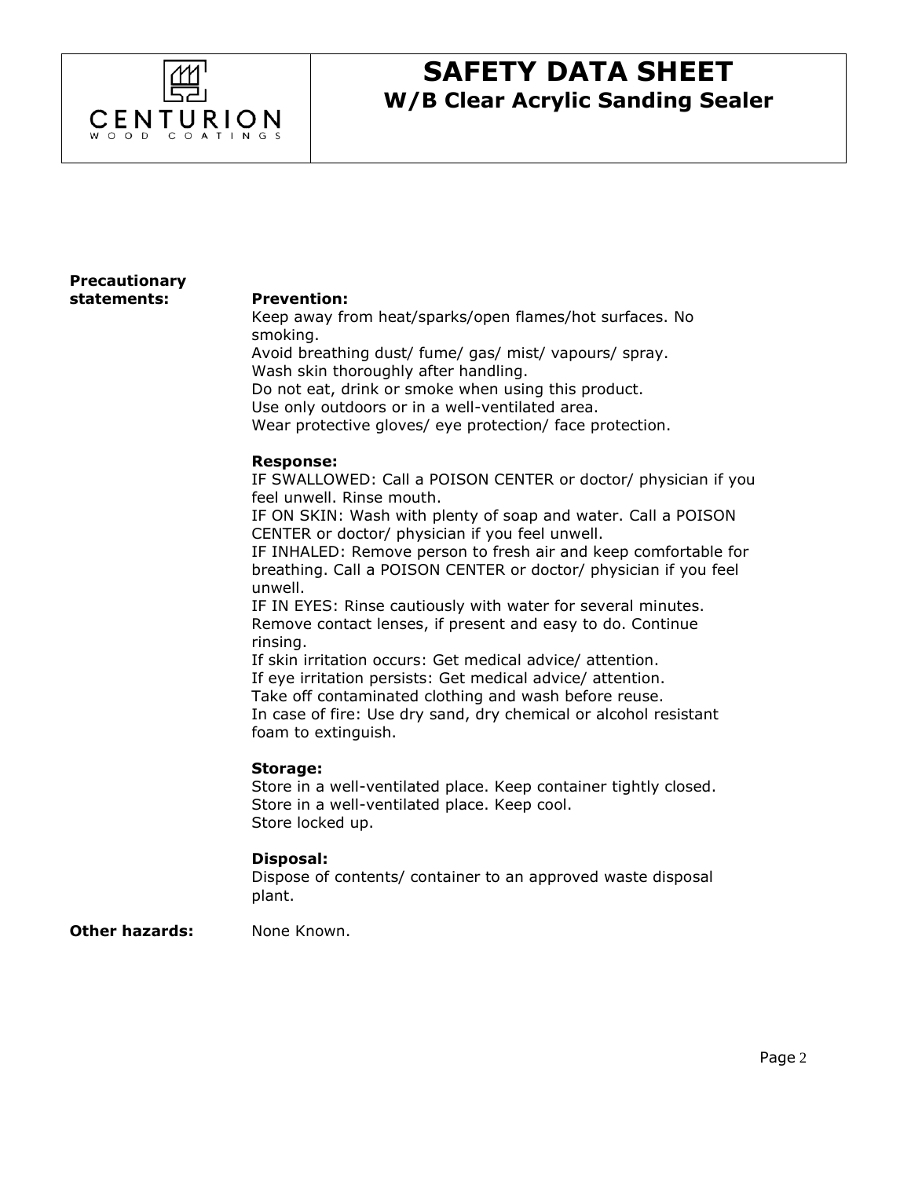**Precautionary statements:**

**Prevention:**

Keep away from heat/sparks/open flames/hot surfaces. No smoking.
Avoid breathing dust/ fume/ gas/ mist/ vapours/ spray.
Wash skin thoroughly after handling.
Do not eat, drink or smoke when using this product.
Use only outdoors or in a well-ventilated area.
Wear protective gloves/ eye protection/ face protection.

**Response:**

IF SWALLOWED: Call a POISON CENTER or doctor/ physician if you feel unwell. Rinse mouth.
IF ON SKIN: Wash with plenty of soap and water. Call a POISON CENTER or doctor/ physician if you feel unwell.
IF INHALED: Remove person to fresh air and keep comfortable for breathing. Call a POISON CENTER or doctor/ physician if you feel unwell.
IF IN EYES: Rinse cautiously with water for several minutes. Remove contact lenses, if present and easy to do. Continue rinsing.
If skin irritation occurs: Get medical advice/ attention.
If eye irritation persists: Get medical advice/ attention.
Take off contaminated clothing and wash before reuse.
In case of fire: Use dry sand, dry chemical or alcohol resistant foam to extinguish.

**Storage:**

Store in a well-ventilated place. Keep container tightly closed.
Store in a well-ventilated place. Keep cool.
Store locked up.

**Disposal:**

Dispose of contents/ container to an approved waste disposal plant.

**Other hazards:** None Known.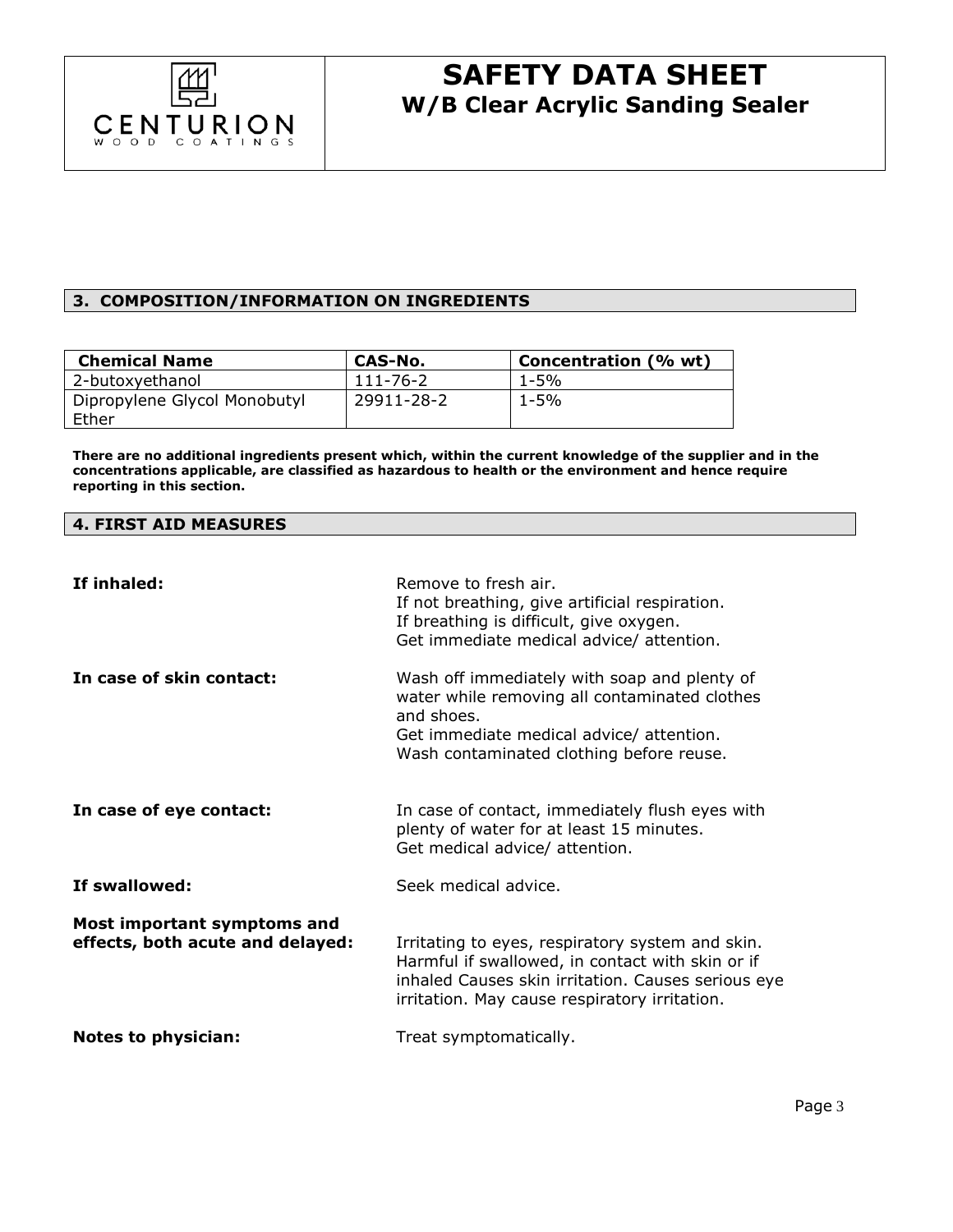# SAFETY DATA SHEET
## W/B Clear Acrylic Sanding Sealer

## 3. COMPOSITION/INFORMATION ON INGREDIENTS

| Chemical Name | CAS-No. | Concentration (% wt) |
|---|---|---|
| 2-butoxyethanol | 111-76-2 | 1-5% |
| Dipropylene Glycol Monobutyl Ether | 29911-28-2 | 1-5% |

**There are no additional ingredients present which, within the current knowledge of the supplier and in the concentrations applicable, are classified as hazardous to health or the environment and hence require reporting in this section.**

## 4. FIRST AID MEASURES

**If inhaled:**
Remove to fresh air.
If not breathing, give artificial respiration.
If breathing is difficult, give oxygen.
Get immediate medical advice/ attention.

**In case of skin contact:**
Wash off immediately with soap and plenty of water while removing all contaminated clothes and shoes.
Get immediate medical advice/ attention.
Wash contaminated clothing before reuse.

**In case of eye contact:**
In case of contact, immediately flush eyes with plenty of water for at least 15 minutes.
Get medical advice/ attention.

**If swallowed:**
Seek medical advice.

**Most important symptoms and effects, both acute and delayed:**
Irritating to eyes, respiratory system and skin. Harmful if swallowed, in contact with skin or if inhaled Causes skin irritation. Causes serious eye irritation. May cause respiratory irritation.

**Notes to physician:**
Treat symptomatically.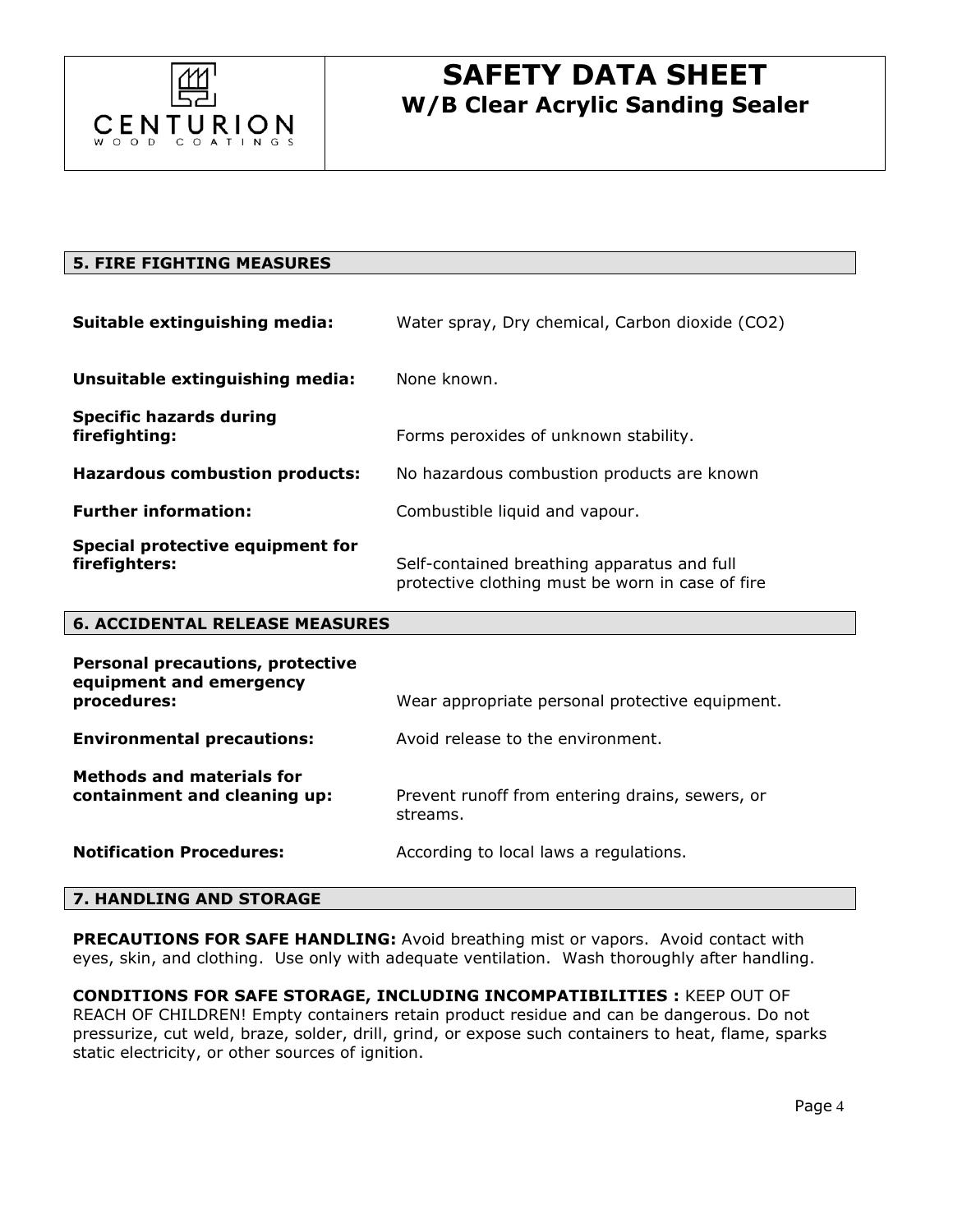# SAFETY DATA SHEET
## W/B Clear Acrylic Sanding Sealer

## 5. FIRE FIGHTING MEASURES

| | |
|---|---|
| **Suitable extinguishing media:** | Water spray, Dry chemical, Carbon dioxide ($CO_2$) |
| **Unsuitable extinguishing media:** | None known. |
| **Specific hazards during firefighting:** | Forms peroxides of unknown stability. |
| **Hazardous combustion products:** | No hazardous combustion products are known |
| **Further information:** | Combustible liquid and vapour. |
| **Special protective equipment for firefighters:** | Self-contained breathing apparatus and full protective clothing must be worn in case of fire |

## 6. ACCIDENTAL RELEASE MEASURES

| | |
|---|---|
| **Personal precautions, protective equipment and emergency procedures:** | Wear appropriate personal protective equipment. |
| **Environmental precautions:** | Avoid release to the environment. |
| **Methods and materials for containment and cleaning up:** | Prevent runoff from entering drains, sewers, or streams. |
| **Notification Procedures:** | According to local laws a regulations. |

## 7. HANDLING AND STORAGE

**PRECAUTIONS FOR SAFE HANDLING:** Avoid breathing mist or vapors. Avoid contact with eyes, skin, and clothing. Use only with adequate ventilation. Wash thoroughly after handling.

**CONDITIONS FOR SAFE STORAGE, INCLUDING INCOMPATIBILITIES :** KEEP OUT OF REACH OF CHILDREN! Empty containers retain product residue and can be dangerous. Do not pressurize, cut weld, braze, solder, drill, grind, or expose such containers to heat, flame, sparks static electricity, or other sources of ignition.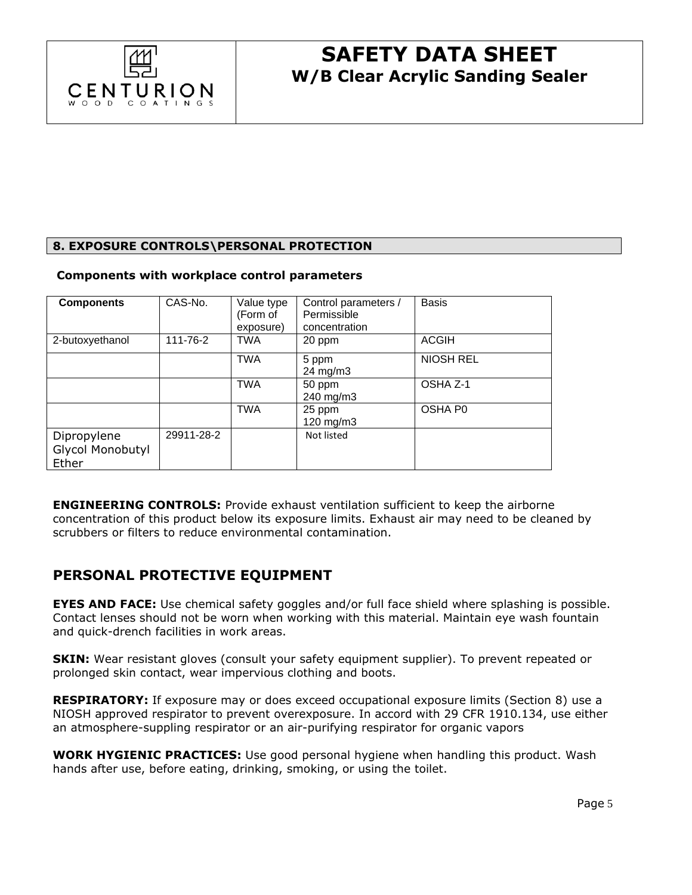## 8. EXPOSURE CONTROLS\PERSONAL PROTECTION

### Components with workplace control parameters

| Components | CAS-No. | Value type (Form of exposure) | Control parameters / Permissible concentration | Basis |
|---|---|---|---|---|
| 2-butoxyethanol | 111-76-2 | TWA | 20 ppm | ACGIH |
| | | TWA | 5 ppm<br>24 mg/m3 | NIOSH REL |
| | | TWA | 50 ppm<br>240 mg/m3 | OSHA Z-1 |
| | | TWA | 25 ppm<br>120 mg/m3 | OSHA P0 |
| Dipropylene Glycol Monobutyl Ether | 29911-28-2 | | Not listed | |

**ENGINEERING CONTROLS:** Provide exhaust ventilation sufficient to keep the airborne concentration of this product below its exposure limits. Exhaust air may need to be cleaned by scrubbers or filters to reduce environmental contamination.

## PERSONAL PROTECTIVE EQUIPMENT

**EYES AND FACE:** Use chemical safety goggles and/or full face shield where splashing is possible. Contact lenses should not be worn when working with this material. Maintain eye wash fountain and quick-drench facilities in work areas.

**SKIN:** Wear resistant gloves (consult your safety equipment supplier). To prevent repeated or prolonged skin contact, wear impervious clothing and boots.

**RESPIRATORY:** If exposure may or does exceed occupational exposure limits (Section 8) use a NIOSH approved respirator to prevent overexposure. In accord with 29 CFR 1910.134, use either an atmosphere-suppling respirator or an air-purifying respirator for organic vapors

**WORK HYGIENIC PRACTICES:** Use good personal hygiene when handling this product. Wash hands after use, before eating, drinking, smoking, or using the toilet.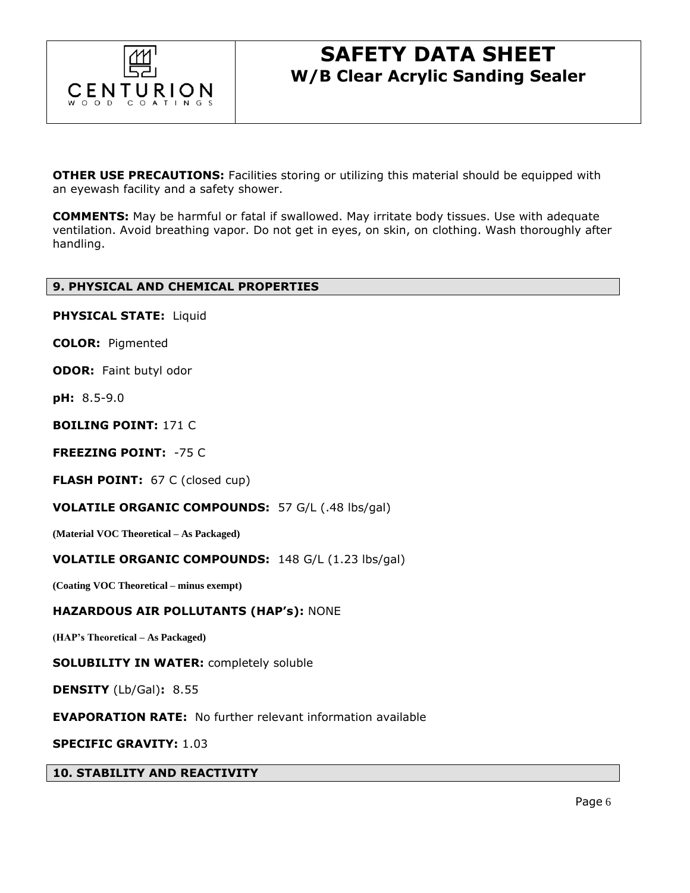**OTHER USE PRECAUTIONS:** Facilities storing or utilizing this material should be equipped with an eyewash facility and a safety shower.

**COMMENTS:** May be harmful or fatal if swallowed. May irritate body tissues. Use with adequate ventilation. Avoid breathing vapor. Do not get in eyes, on skin, on clothing. Wash thoroughly after handling.

## 9. PHYSICAL AND CHEMICAL PROPERTIES

**PHYSICAL STATE:** Liquid

**COLOR:** Pigmented

**ODOR:** Faint butyl odor

**pH:** 8.5-9.0

**BOILING POINT:** 171 C

**FREEZING POINT:** -75 C

**FLASH POINT:** 67 C (closed cup)

**VOLATILE ORGANIC COMPOUNDS:** 57 G/L (.48 lbs/gal)

**(Material VOC Theoretical – As Packaged)**

**VOLATILE ORGANIC COMPOUNDS:** 148 G/L (1.23 lbs/gal)

**(Coating VOC Theoretical – minus exempt)**

**HAZARDOUS AIR POLLUTANTS (HAP's):** NONE

**(HAP's Theoretical – As Packaged)**

**SOLUBILITY IN WATER:** completely soluble

**DENSITY** (Lb/Gal)**:** 8.55

**EVAPORATION RATE:** No further relevant information available

**SPECIFIC GRAVITY:** 1.03

## 10. STABILITY AND REACTIVITY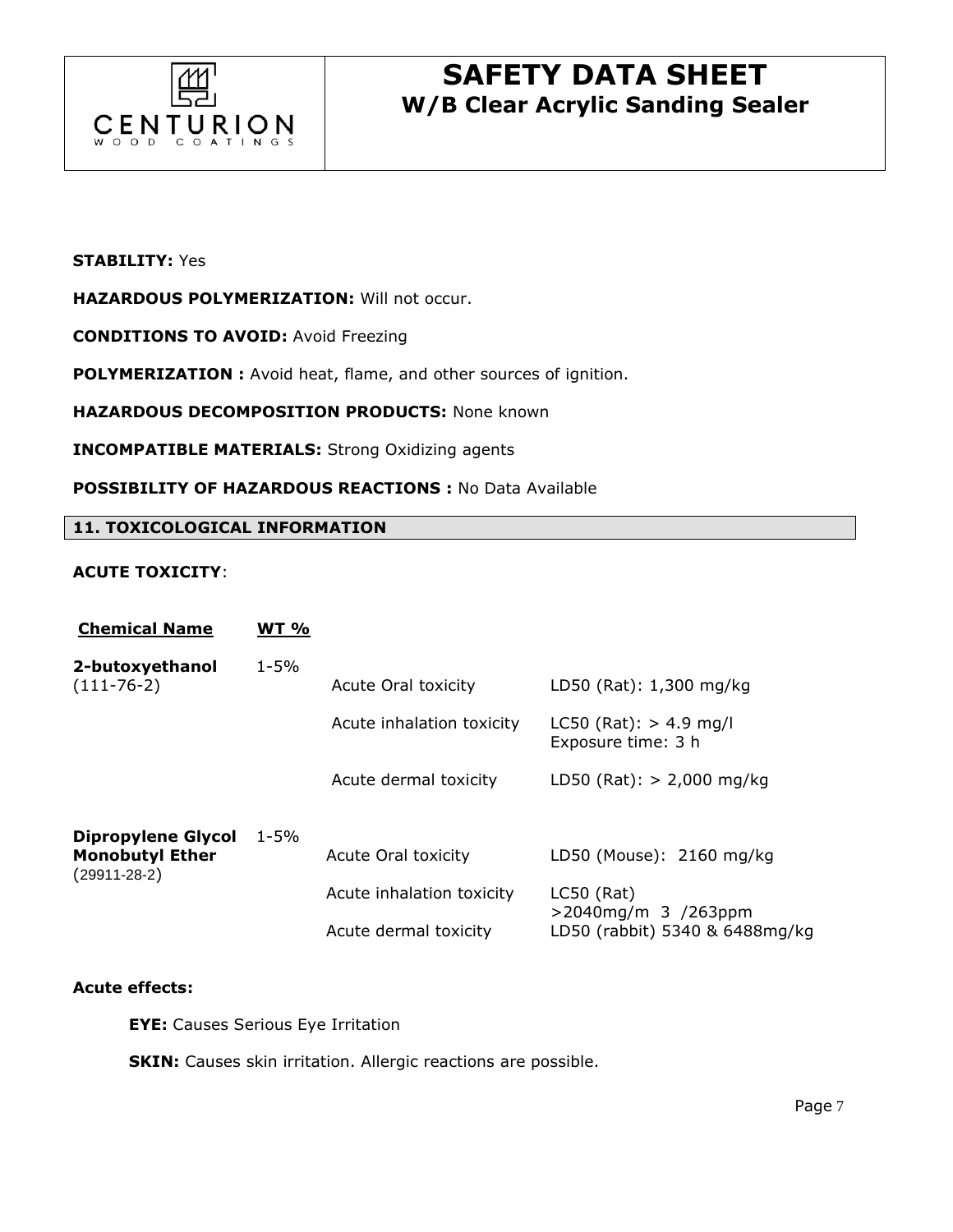**STABILITY:** Yes

**HAZARDOUS POLYMERIZATION:** Will not occur.

**CONDITIONS TO AVOID:** Avoid Freezing

**POLYMERIZATION :** Avoid heat, flame, and other sources of ignition.

**HAZARDOUS DECOMPOSITION PRODUCTS:** None known

**INCOMPATIBLE MATERIALS:** Strong Oxidizing agents

**POSSIBILITY OF HAZARDOUS REACTIONS :** No Data Available

## 11. TOXICOLOGICAL INFORMATION

**ACUTE TOXICITY**:

| Chemical Name | WT % | | |
|---|---|---|---|
| **2-butoxyethanol** (111-76-2) | 1-5% | Acute Oral toxicity | LD50 (Rat): 1,300 mg/kg |
| | | Acute inhalation toxicity | LC50 (Rat): > 4.9 mg/l Exposure time: 3 h |
| | | Acute dermal toxicity | LD50 (Rat): > 2,000 mg/kg |
| **Dipropylene Glycol Monobutyl Ether** (29911-28-2) | 1-5% | Acute Oral toxicity | LD50 (Mouse): 2160 mg/kg |
| | | Acute inhalation toxicity | LC50 (Rat) >2040mg/m 3 /263ppm |
| | | Acute dermal toxicity | LD50 (rabbit) 5340 & 6488mg/kg |

**Acute effects:**

**EYE:** Causes Serious Eye Irritation

**SKIN:** Causes skin irritation. Allergic reactions are possible.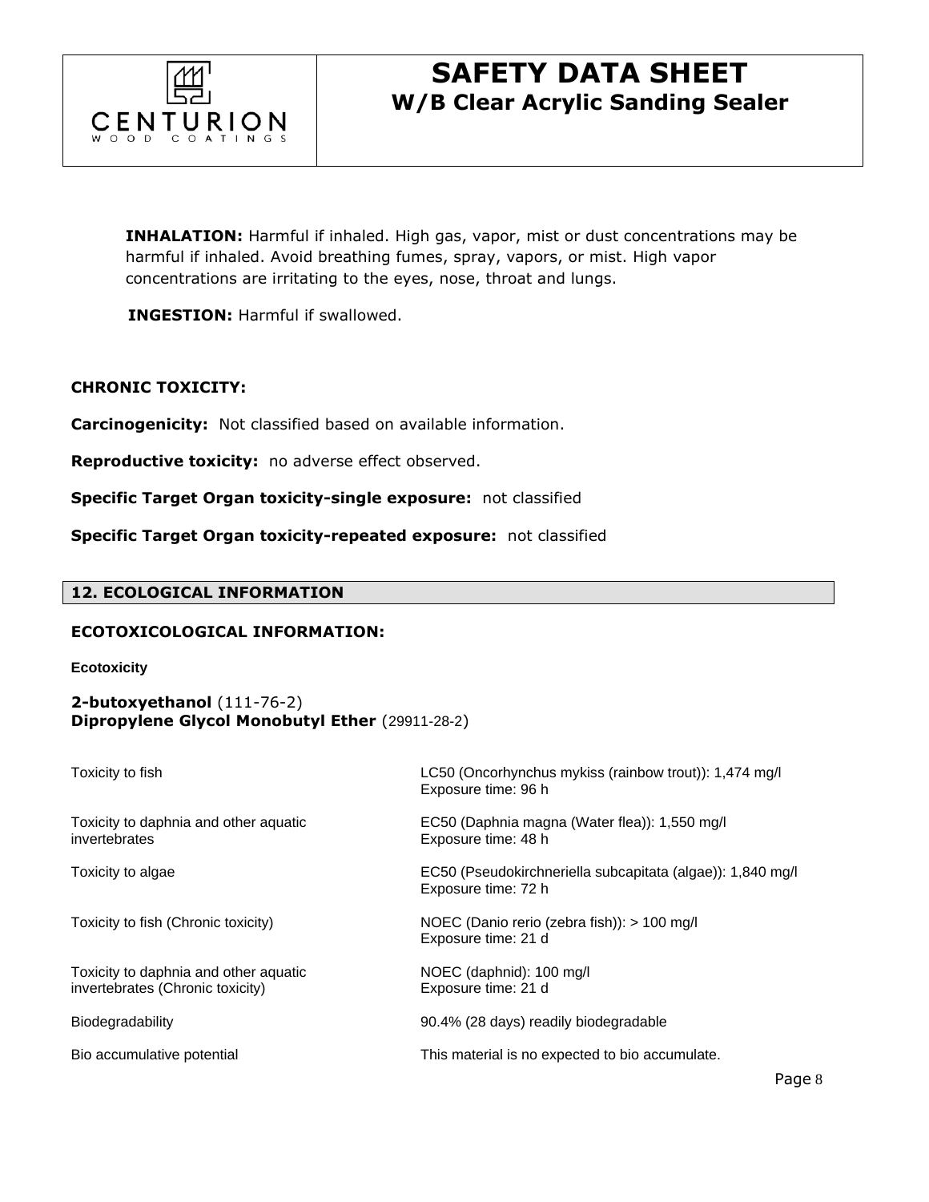**INHALATION:** Harmful if inhaled. High gas, vapor, mist or dust concentrations may be harmful if inhaled. Avoid breathing fumes, spray, vapors, or mist. High vapor concentrations are irritating to the eyes, nose, throat and lungs.

**INGESTION:** Harmful if swallowed.

**CHRONIC TOXICITY:**

**Carcinogenicity:** Not classified based on available information.

**Reproductive toxicity:** no adverse effect observed.

**Specific Target Organ toxicity-single exposure:** not classified

**Specific Target Organ toxicity-repeated exposure:** not classified

## 12. ECOLOGICAL INFORMATION

**ECOTOXICOLOGICAL INFORMATION:**

**Ecotoxicity**

**2-butoxyethanol** (111-76-2)
**Dipropylene Glycol Monobutyl Ether** (29911-28-2)

| | |
|---|---|
| Toxicity to fish | LC50 (Oncorhynchus mykiss (rainbow trout)): 1,474 mg/l<br>Exposure time: 96 h |
| Toxicity to daphnia and other aquatic invertebrates | EC50 (Daphnia magna (Water flea)): 1,550 mg/l<br>Exposure time: 48 h |
| Toxicity to algae | EC50 (Pseudokirchneriella subcapitata (algae)): 1,840 mg/l<br>Exposure time: 72 h |
| Toxicity to fish (Chronic toxicity) | NOEC (Danio rerio (zebra fish)): > 100 mg/l<br>Exposure time: 21 d |
| Toxicity to daphnia and other aquatic invertebrates (Chronic toxicity) | NOEC (daphnid): 100 mg/l<br>Exposure time: 21 d |
| Biodegradability | 90.4% (28 days) readily biodegradable |
| Bio accumulative potential | This material is no expected to bio accumulate. |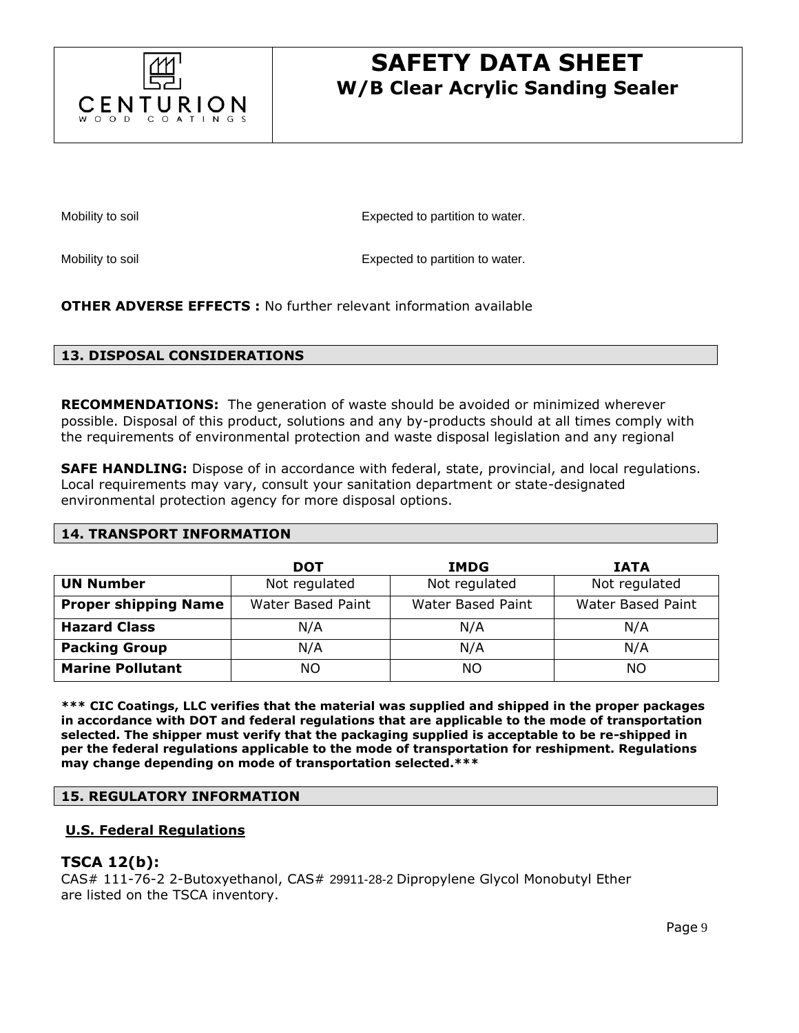Mobility to soil Expected to partition to water.

Mobility to soil Expected to partition to water.

**OTHER ADVERSE EFFECTS :** No further relevant information available

## 13. DISPOSAL CONSIDERATIONS

**RECOMMENDATIONS:** The generation of waste should be avoided or minimized wherever possible. Disposal of this product, solutions and any by-products should at all times comply with the requirements of environmental protection and waste disposal legislation and any regional

**SAFE HANDLING:** Dispose of in accordance with federal, state, provincial, and local regulations. Local requirements may vary, consult your sanitation department or state-designated environmental protection agency for more disposal options.

## 14. TRANSPORT INFORMATION

| | DOT | IMDG | IATA |
|---|---|---|---|
| **UN Number** | Not regulated | Not regulated | Not regulated |
| **Proper shipping Name** | Water Based Paint | Water Based Paint | Water Based Paint |
| **Hazard Class** | N/A | N/A | N/A |
| **Packing Group** | N/A | N/A | N/A |
| **Marine Pollutant** | NO | NO | NO |

**\*\*\* CIC Coatings, LLC verifies that the material was supplied and shipped in the proper packages in accordance with DOT and federal regulations that are applicable to the mode of transportation selected. The shipper must verify that the packaging supplied is acceptable to be re-shipped in per the federal regulations applicable to the mode of transportation for reshipment. Regulations may change depending on mode of transportation selected.\*\*\***

## 15. REGULATORY INFORMATION

**U.S. Federal Regulations**

### TSCA 12(b):

CAS# 111-76-2 2-Butoxyethanol, CAS# 29911-28-2 Dipropylene Glycol Monobutyl Ether are listed on the TSCA inventory.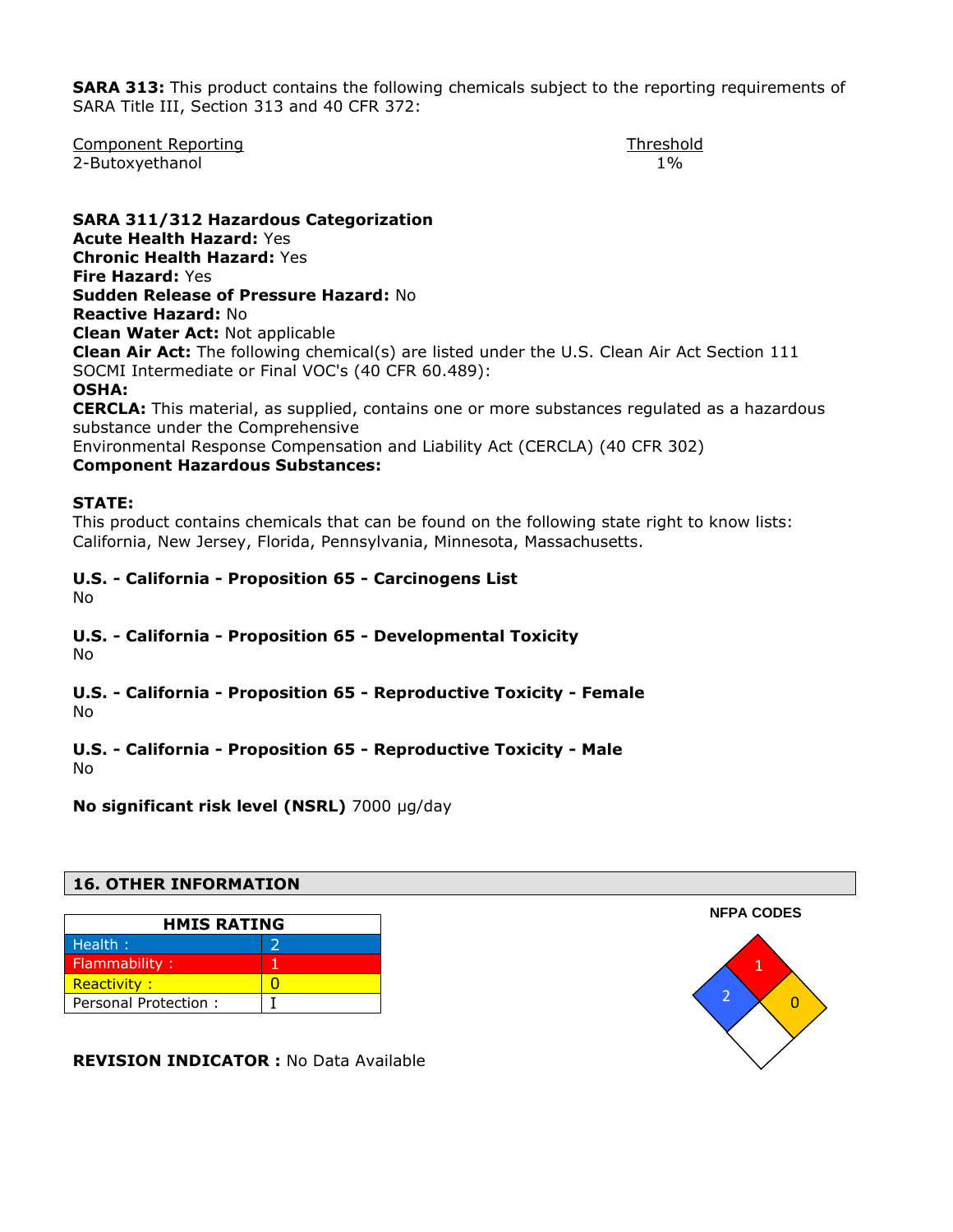**SARA 313:** This product contains the following chemicals subject to the reporting requirements of SARA Title III, Section 313 and 40 CFR 372:

| Component Reporting | Threshold |
|---|---|
| 2-Butoxyethanol | 1% |

**SARA 311/312 Hazardous Categorization**
**Acute Health Hazard:** Yes
**Chronic Health Hazard:** Yes
**Fire Hazard:** Yes
**Sudden Release of Pressure Hazard:** No
**Reactive Hazard:** No
**Clean Water Act:** Not applicable
**Clean Air Act:** The following chemical(s) are listed under the U.S. Clean Air Act Section 111 SOCMI Intermediate or Final VOC's (40 CFR 60.489):
**OSHA:**
**CERCLA:** This material, as supplied, contains one or more substances regulated as a hazardous substance under the Comprehensive
Environmental Response Compensation and Liability Act (CERCLA) (40 CFR 302)
**Component Hazardous Substances:**

**STATE:**
This product contains chemicals that can be found on the following state right to know lists: California, New Jersey, Florida, Pennsylvania, Minnesota, Massachusetts.

**U.S. - California - Proposition 65 - Carcinogens List**
No

**U.S. - California - Proposition 65 - Developmental Toxicity**
No

**U.S. - California - Proposition 65 - Reproductive Toxicity - Female**
No

**U.S. - California - Proposition 65 - Reproductive Toxicity - Male**
No

**No significant risk level (NSRL)** 7000 µg/day

## 16. OTHER INFORMATION

| HMIS RATING | |
|---|---|
| Health : | 2 |
| Flammability : | 1 |
| Reactivity : | 0 |
| Personal Protection : | I |

**NFPA CODES**

| Health | Flammability | Reactivity | Special |
|---|---|---|---|
| 2 | 1 | 0 | |

**REVISION INDICATOR :** No Data Available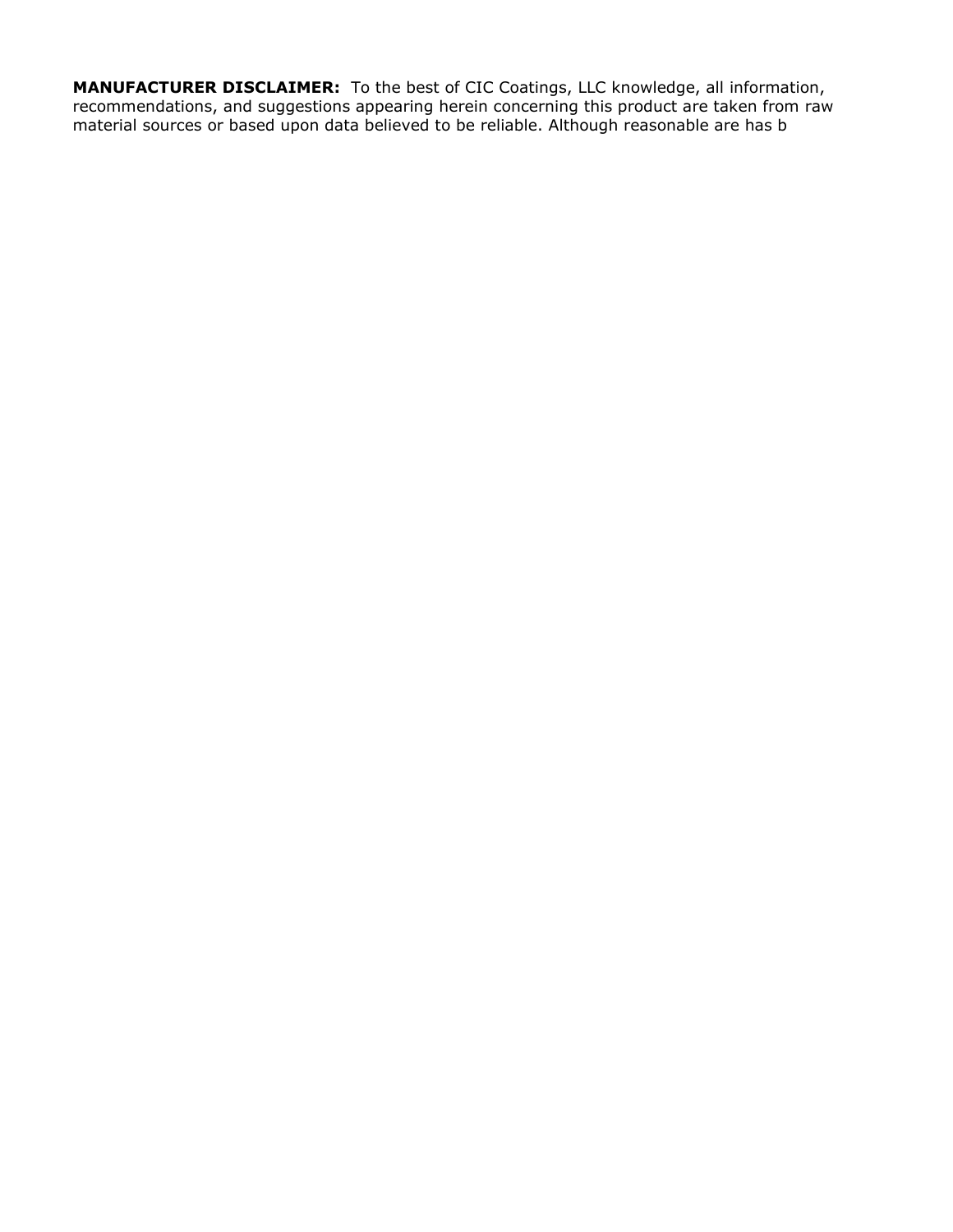**MANUFACTURER DISCLAIMER:** To the best of CIC Coatings, LLC knowledge, all information, recommendations, and suggestions appearing herein concerning this product are taken from raw material sources or based upon data believed to be reliable. Although reasonable are has b